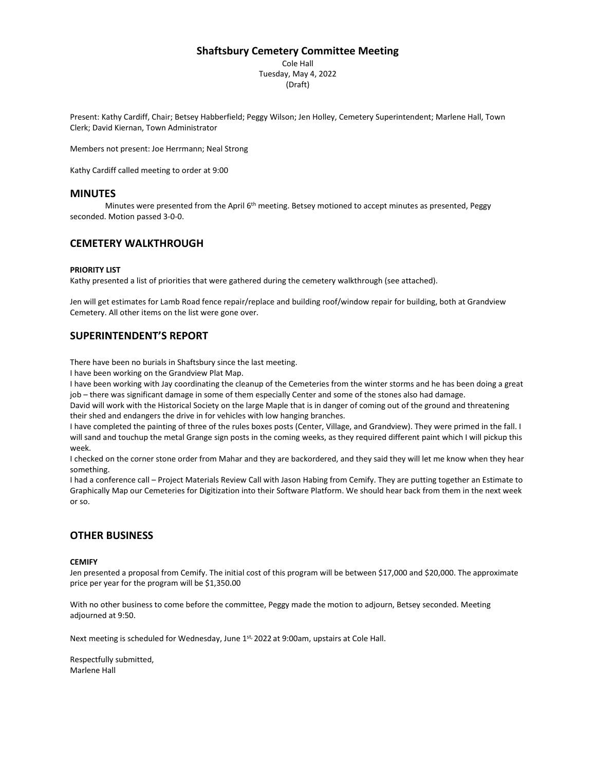# Shaftsbury Cemetery Committee Meeting

Cole Hall
Tuesday, May 4, 2022
(Draft)

Present: Kathy Cardiff, Chair; Betsey Habberfield; Peggy Wilson; Jen Holley, Cemetery Superintendent; Marlene Hall, Town Clerk; David Kiernan, Town Administrator

Members not present: Joe Herrmann; Neal Strong

Kathy Cardiff called meeting to order at 9:00

## MINUTES

Minutes were presented from the April 6th meeting. Betsey motioned to accept minutes as presented, Peggy seconded. Motion passed 3-0-0.

## CEMETERY WALKTHROUGH

**PRIORITY LIST**

Kathy presented a list of priorities that were gathered during the cemetery walkthrough (see attached).

Jen will get estimates for Lamb Road fence repair/replace and building roof/window repair for building, both at Grandview Cemetery. All other items on the list were gone over.

## SUPERINTENDENT'S REPORT

There have been no burials in Shaftsbury since the last meeting.
I have been working on the Grandview Plat Map.
I have been working with Jay coordinating the cleanup of the Cemeteries from the winter storms and he has been doing a great job – there was significant damage in some of them especially Center and some of the stones also had damage.
David will work with the Historical Society on the large Maple that is in danger of coming out of the ground and threatening their shed and endangers the drive in for vehicles with low hanging branches.
I have completed the painting of three of the rules boxes posts (Center, Village, and Grandview). They were primed in the fall. I will sand and touchup the metal Grange sign posts in the coming weeks, as they required different paint which I will pickup this week.
I checked on the corner stone order from Mahar and they are backordered, and they said they will let me know when they hear something.
I had a conference call – Project Materials Review Call with Jason Habing from Cemify. They are putting together an Estimate to Graphically Map our Cemeteries for Digitization into their Software Platform. We should hear back from them in the next week or so.

## OTHER BUSINESS

**CEMIFY**

Jen presented a proposal from Cemify. The initial cost of this program will be between $17,000 and $20,000. The approximate price per year for the program will be $1,350.00

With no other business to come before the committee, Peggy made the motion to adjourn, Betsey seconded. Meeting adjourned at 9:50.

Next meeting is scheduled for Wednesday, June 1st, 2022 at 9:00am, upstairs at Cole Hall.

Respectfully submitted,
Marlene Hall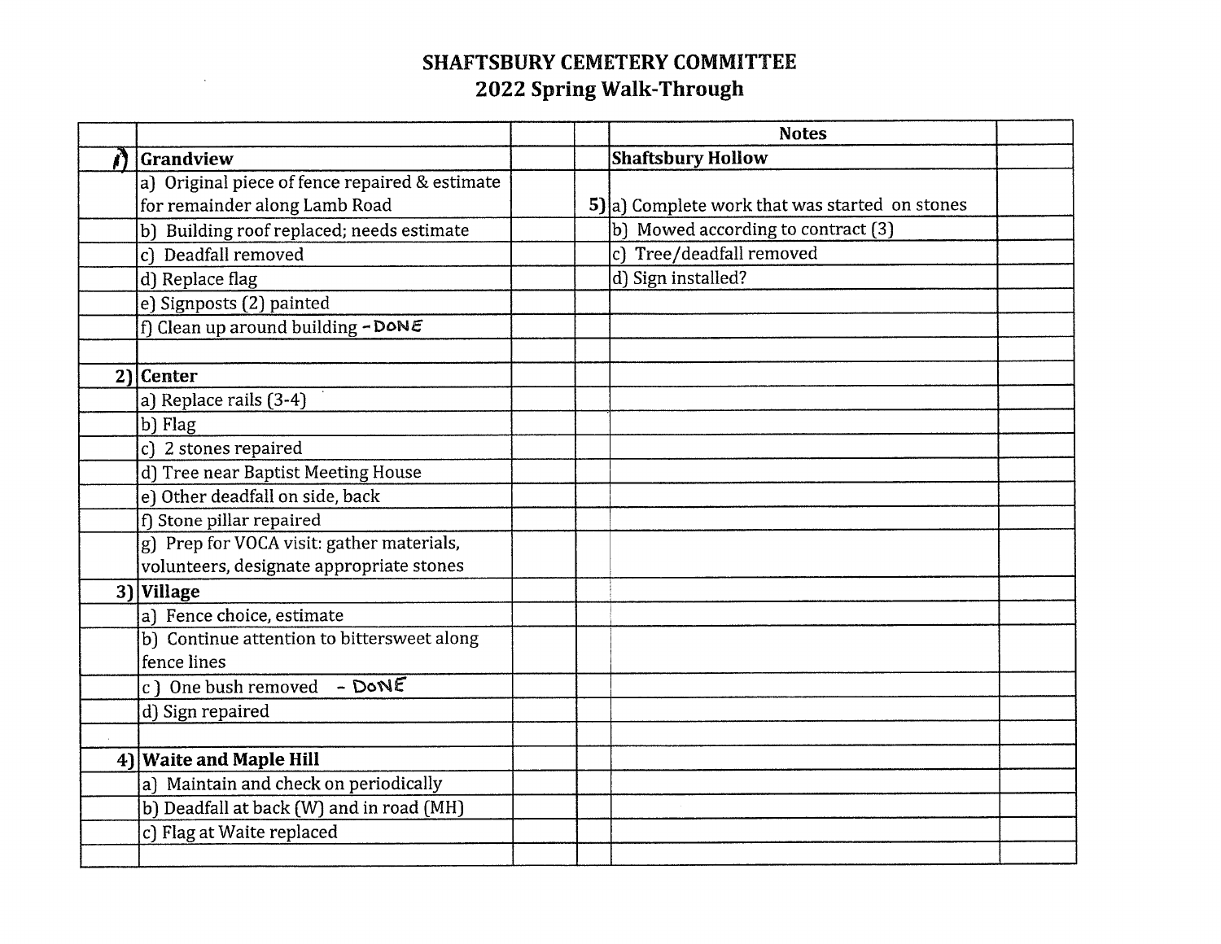# SHAFTSBURY CEMETERY COMMITTEE
## 2022 Spring Walk-Through

| | | | | Notes | |
|---|---|---|---|---|---|
| 1) | **Grandview** | | | **Shaftsbury Hollow** | |
| | a) Original piece of fence repaired & estimate for remainder along Lamb Road | | 5) | a) Complete work that was started on stones | |
| | b) Building roof replaced; needs estimate | | | b) Mowed according to contract (3) | |
| | c) Deadfall removed | | | c) Tree/deadfall removed | |
| | d) Replace flag | | | d) Sign installed? | |
| | e) Signposts (2) painted | | | | |
| | f) Clean up around building - DONE | | | | |
| | | | | | |
| 2) | **Center** | | | | |
| | a) Replace rails (3-4) | | | | |
| | b) Flag | | | | |
| | c) 2 stones repaired | | | | |
| | d) Tree near Baptist Meeting House | | | | |
| | e) Other deadfall on side, back | | | | |
| | f) Stone pillar repaired | | | | |
| | g) Prep for VOCA visit: gather materials, volunteers, designate appropriate stones | | | | |
| 3) | **Village** | | | | |
| | a) Fence choice, estimate | | | | |
| | b) Continue attention to bittersweet along fence lines | | | | |
| | c) One bush removed - DONE | | | | |
| | d) Sign repaired | | | | |
| | | | | | |
| 4) | **Waite and Maple Hill** | | | | |
| | a) Maintain and check on periodically | | | | |
| | b) Deadfall at back (W) and in road (MH) | | | | |
| | c) Flag at Waite replaced | | | | |
| | | | | | |